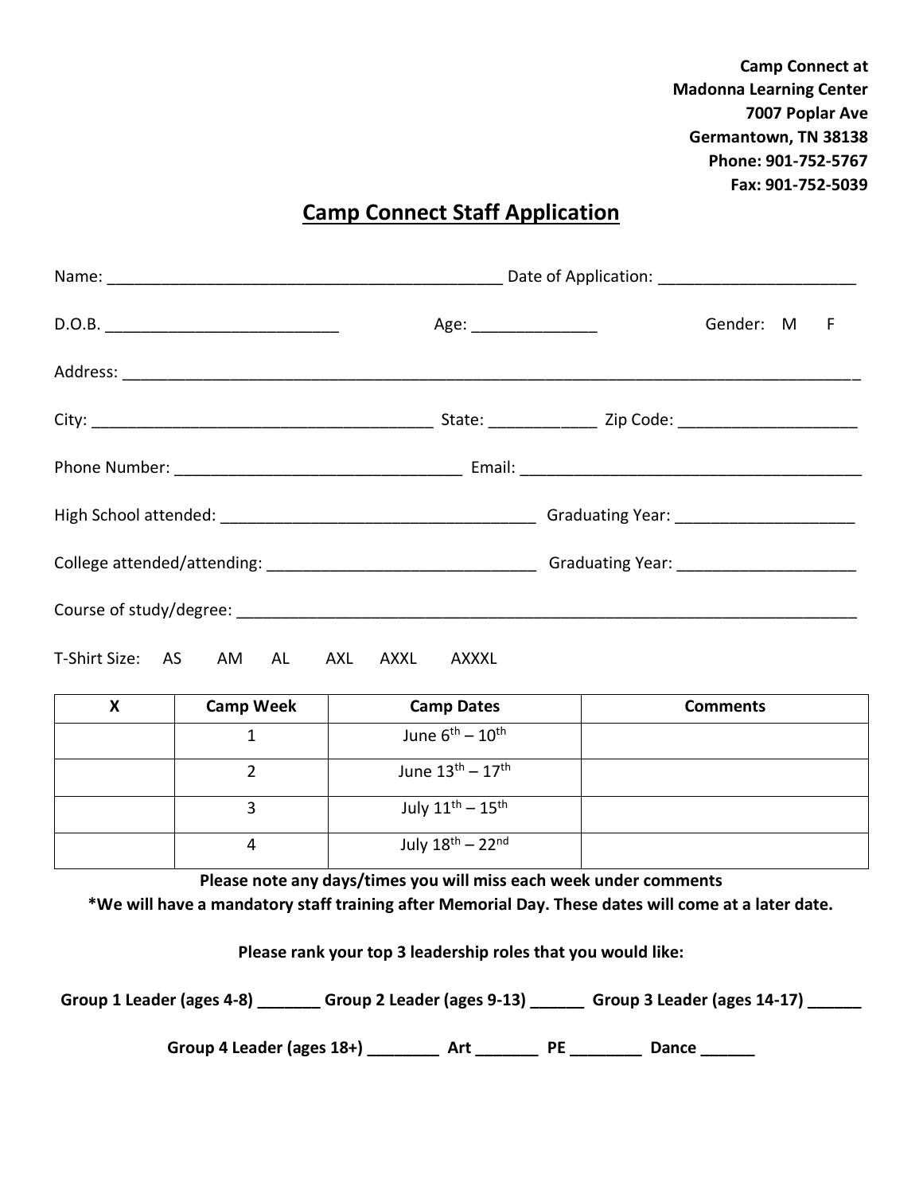**Camp Connect at**
**Madonna Learning Center**
**7007 Poplar Ave**
**Germantown, TN 38138**
**Phone: 901-752-5767**
**Fax: 901-752-5039**

# Camp Connect Staff Application

Name: _____________________________________________ Date of Application: ______________________

D.O.B. __________________________ Age: ______________ Gender: M F

Address: _______________________________________________________________________________________

City: ______________________________________ State: ____________ Zip Code: ____________________

Phone Number: ________________________________ Email: _______________________________________

High School attended: ____________________________________ Graduating Year: ____________________

College attended/attending: ______________________________ Graduating Year: ____________________

Course of study/degree: _________________________________________________________________________

T-Shirt Size: AS AM AL AXL AXXL AXXXL

| X | Camp Week | Camp Dates | Comments |
|---|---|---|---|
| | 1 | June 6th – 10th | |
| | 2 | June 13th – 17th | |
| | 3 | July 11th – 15th | |
| | 4 | July 18th – 22nd | |

**Please note any days/times you will miss each week under comments**
**\*We will have a mandatory staff training after Memorial Day. These dates will come at a later date.**

**Please rank your top 3 leadership roles that you would like:**

**Group 1 Leader (ages 4-8) _______ Group 2 Leader (ages 9-13) ______ Group 3 Leader (ages 14-17) ______**

**Group 4 Leader (ages 18+) ________ Art _______ PE ________ Dance ______**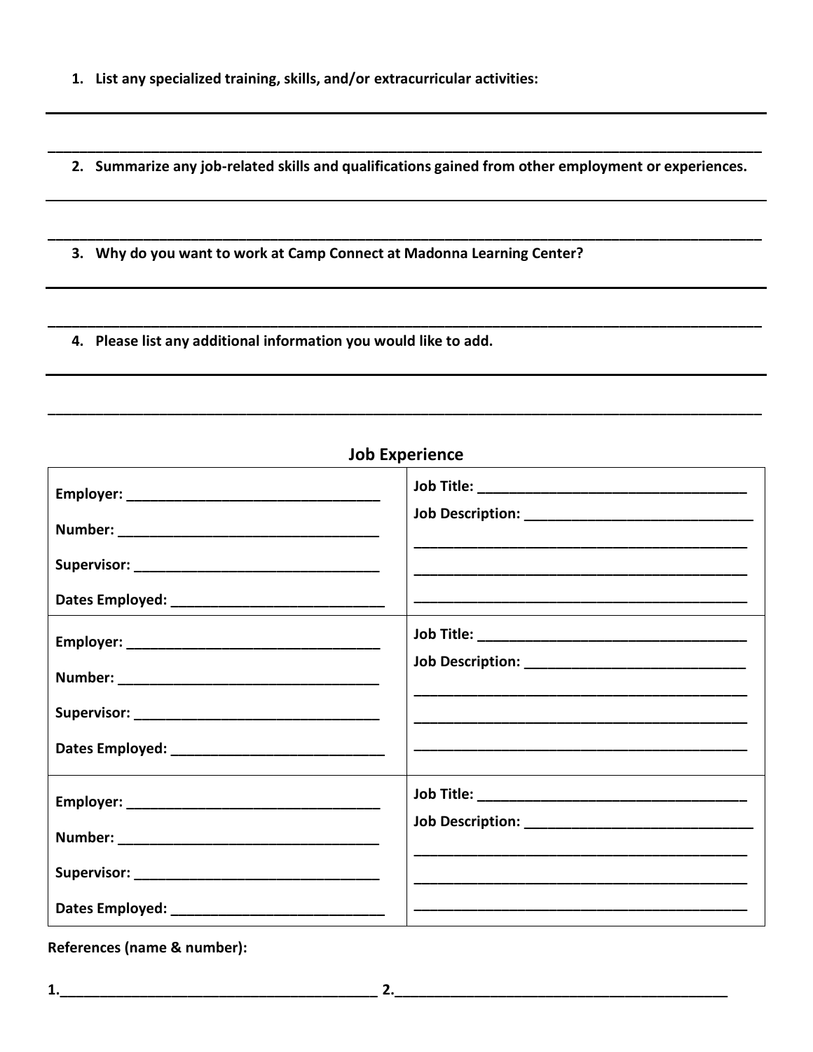1. **List any specialized training, skills, and/or extracurricular activities:**

___________________________________________________________________________

___________________________________________________________________________

2. **Summarize any job-related skills and qualifications gained from other employment or experiences.**

___________________________________________________________________________

___________________________________________________________________________

3. **Why do you want to work at Camp Connect at Madonna Learning Center?**

___________________________________________________________________________

___________________________________________________________________________

4. **Please list any additional information you would like to add.**

___________________________________________________________________________

___________________________________________________________________________

## Job Experience

| | |
|---|---|
| **Employer:** ______________________________<br>**Number:** ______________________________<br>**Supervisor:** ______________________________<br>**Dates Employed:** __________________________ | **Job Title:** __________________________________<br>**Job Description:** ____________________________<br>______________________________________________<br>______________________________________________<br>______________________________________________ |
| **Employer:** ______________________________<br>**Number:** ______________________________<br>**Supervisor:** ______________________________<br>**Dates Employed:** __________________________ | **Job Title:** __________________________________<br>**Job Description:** ____________________________<br>______________________________________________<br>______________________________________________<br>______________________________________________ |
| **Employer:** ______________________________<br>**Number:** ______________________________<br>**Supervisor:** ______________________________<br>**Dates Employed:** __________________________ | **Job Title:** __________________________________<br>**Job Description:** ____________________________<br>______________________________________________<br>______________________________________________<br>______________________________________________ |

**References (name & number):**

**1.**__________________________________________ **2.**__________________________________________